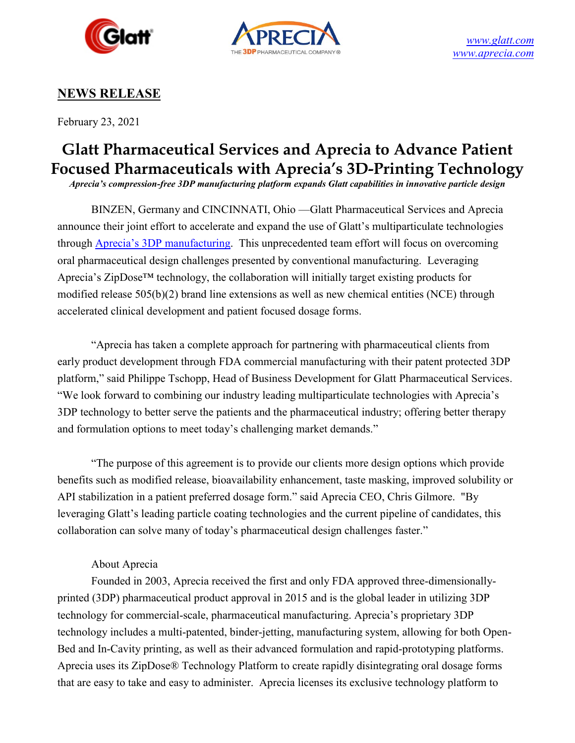www.glatt.com
www.aprecia.com

## NEWS RELEASE

February 23, 2021

# Glatt Pharmaceutical Services and Aprecia to Advance Patient Focused Pharmaceuticals with Aprecia's 3D-Printing Technology

***Aprecia's compression-free 3DP manufacturing platform expands Glatt capabilities in innovative particle design***

BINZEN, Germany and CINCINNATI, Ohio —Glatt Pharmaceutical Services and Aprecia announce their joint effort to accelerate and expand the use of Glatt's multiparticulate technologies through Aprecia's 3DP manufacturing. This unprecedented team effort will focus on overcoming oral pharmaceutical design challenges presented by conventional manufacturing. Leveraging Aprecia's ZipDose™ technology, the collaboration will initially target existing products for modified release 505(b)(2) brand line extensions as well as new chemical entities (NCE) through accelerated clinical development and patient focused dosage forms.

"Aprecia has taken a complete approach for partnering with pharmaceutical clients from early product development through FDA commercial manufacturing with their patent protected 3DP platform," said Philippe Tschopp, Head of Business Development for Glatt Pharmaceutical Services. "We look forward to combining our industry leading multiparticulate technologies with Aprecia's 3DP technology to better serve the patients and the pharmaceutical industry; offering better therapy and formulation options to meet today's challenging market demands."

"The purpose of this agreement is to provide our clients more design options which provide benefits such as modified release, bioavailability enhancement, taste masking, improved solubility or API stabilization in a patient preferred dosage form." said Aprecia CEO, Chris Gilmore. "By leveraging Glatt's leading particle coating technologies and the current pipeline of candidates, this collaboration can solve many of today's pharmaceutical design challenges faster."

About Aprecia

Founded in 2003, Aprecia received the first and only FDA approved three-dimensionally-printed (3DP) pharmaceutical product approval in 2015 and is the global leader in utilizing 3DP technology for commercial-scale, pharmaceutical manufacturing. Aprecia's proprietary 3DP technology includes a multi-patented, binder-jetting, manufacturing system, allowing for both Open-Bed and In-Cavity printing, as well as their advanced formulation and rapid-prototyping platforms. Aprecia uses its ZipDose® Technology Platform to create rapidly disintegrating oral dosage forms that are easy to take and easy to administer. Aprecia licenses its exclusive technology platform to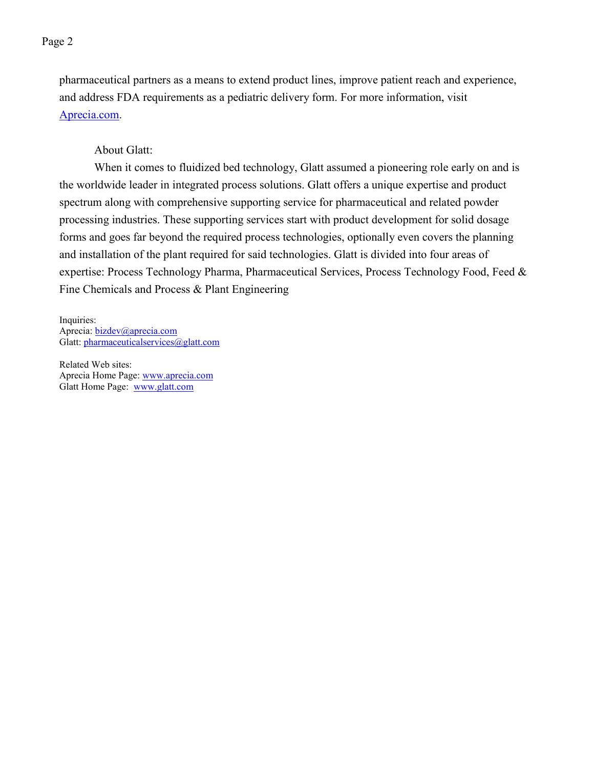pharmaceutical partners as a means to extend product lines, improve patient reach and experience, and address FDA requirements as a pediatric delivery form. For more information, visit [Aprecia.com](http://Aprecia.com).

About Glatt:

When it comes to fluidized bed technology, Glatt assumed a pioneering role early on and is the worldwide leader in integrated process solutions. Glatt offers a unique expertise and product spectrum along with comprehensive supporting service for pharmaceutical and related powder processing industries. These supporting services start with product development for solid dosage forms and goes far beyond the required process technologies, optionally even covers the planning and installation of the plant required for said technologies. Glatt is divided into four areas of expertise: Process Technology Pharma, Pharmaceutical Services, Process Technology Food, Feed & Fine Chemicals and Process & Plant Engineering

Inquiries:
Aprecia: bizdev@aprecia.com
Glatt: pharmaceuticalservices@glatt.com

Related Web sites:
Aprecia Home Page: www.aprecia.com
Glatt Home Page: www.glatt.com